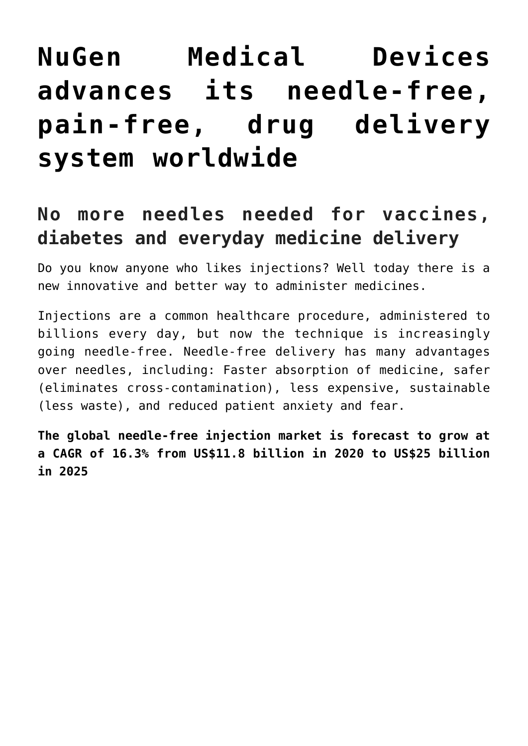# NuGen Medical Devices advances its needle-free, pain-free, drug delivery system worldwide

## No more needles needed for vaccines, diabetes and everyday medicine delivery

Do you know anyone who likes injections? Well today there is a new innovative and better way to administer medicines.

Injections are a common healthcare procedure, administered to billions every day, but now the technique is increasingly going needle-free. Needle-free delivery has many advantages over needles, including: Faster absorption of medicine, safer (eliminates cross-contamination), less expensive, sustainable (less waste), and reduced patient anxiety and fear.

**The global needle-free injection market is forecast to grow at a CAGR of 16.3% from US$11.8 billion in 2020 to US$25 billion in 2025**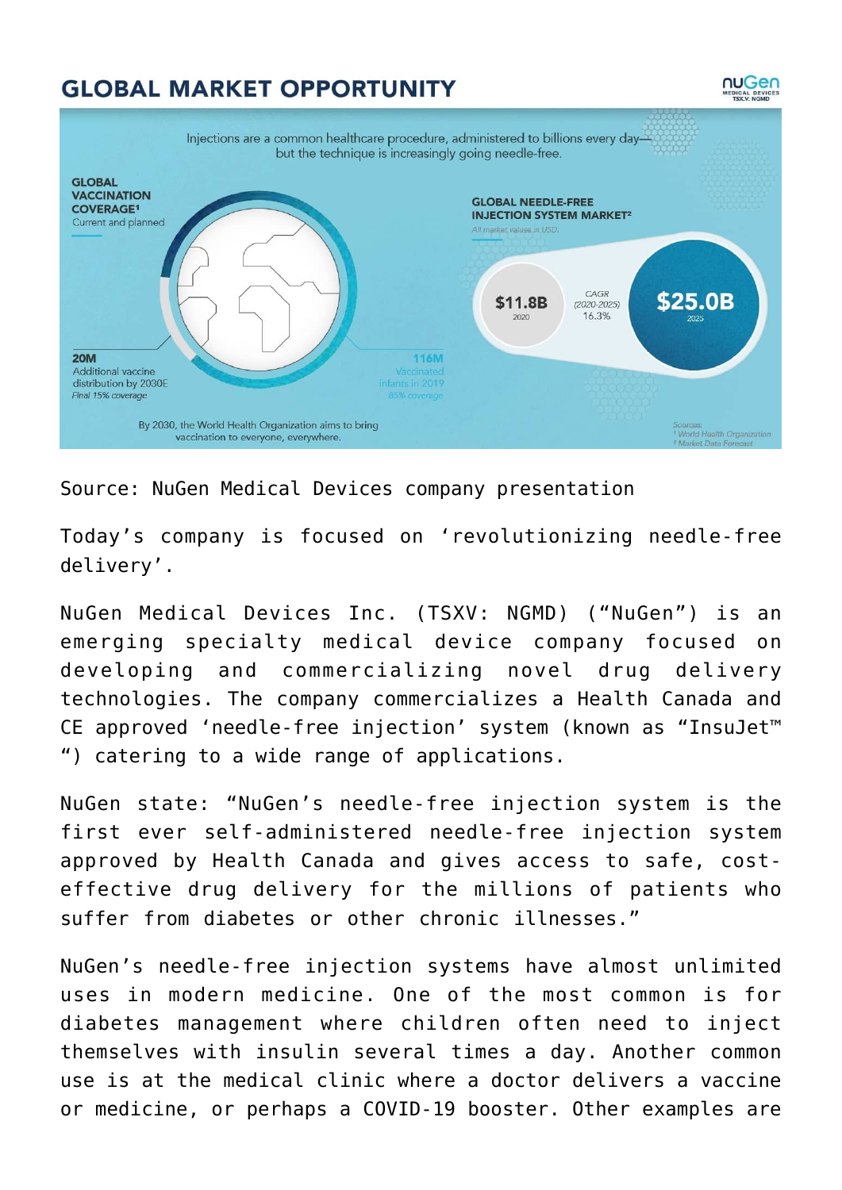## GLOBAL MARKET OPPORTUNITY

Injections are a common healthcare procedure, administered to billions every day—but the technique is increasingly going needle-free.

**GLOBAL VACCINATION COVERAGE[1]**
Current and planned

**20M**
Additional vaccine distribution by 2030E
*Final 15% coverage*

**116M**
Vaccinated infants in 2019
*85% coverage*

By 2030, the World Health Organization aims to bring vaccination to everyone, everywhere.

**GLOBAL NEEDLE-FREE INJECTION SYSTEM MARKET[2]**
*All market values in USD.*

**$11.8B** 2020 — CAGR (2020-2025) 16.3% — **$25.0B** 2025

*Sources:*
*[1] World Health Organization*
*[2] Market Data Forecast*

Source: NuGen Medical Devices company presentation

Today's company is focused on 'revolutionizing needle-free delivery'.

NuGen Medical Devices Inc. (TSXV: NGMD) ("NuGen") is an emerging specialty medical device company focused on developing and commercializing novel drug delivery technologies. The company commercializes a Health Canada and CE approved 'needle-free injection' system (known as "InsuJet™") catering to a wide range of applications.

NuGen state: "NuGen's needle-free injection system is the first ever self-administered needle-free injection system approved by Health Canada and gives access to safe, cost-effective drug delivery for the millions of patients who suffer from diabetes or other chronic illnesses."

NuGen's needle-free injection systems have almost unlimited uses in modern medicine. One of the most common is for diabetes management where children often need to inject themselves with insulin several times a day. Another common use is at the medical clinic where a doctor delivers a vaccine or medicine, or perhaps a COVID-19 booster. Other examples are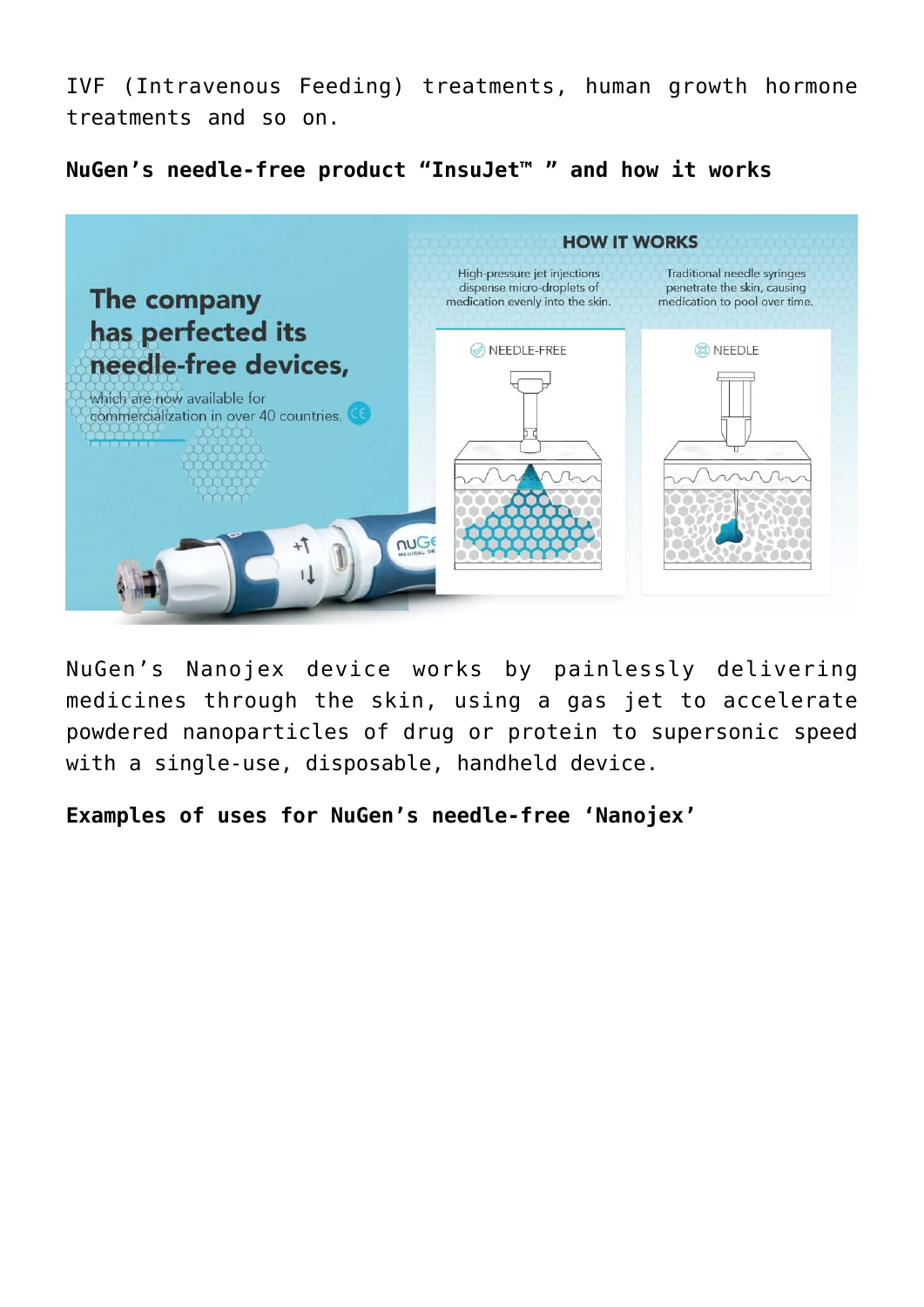IVF (Intravenous Feeding) treatments, human growth hormone treatments and so on.

**NuGen's needle-free product "InsuJet™ " and how it works**

NuGen's Nanojex device works by painlessly delivering medicines through the skin, using a gas jet to accelerate powdered nanoparticles of drug or protein to supersonic speed with a single-use, disposable, handheld device.

**Examples of uses for NuGen's needle-free 'Nanojex'**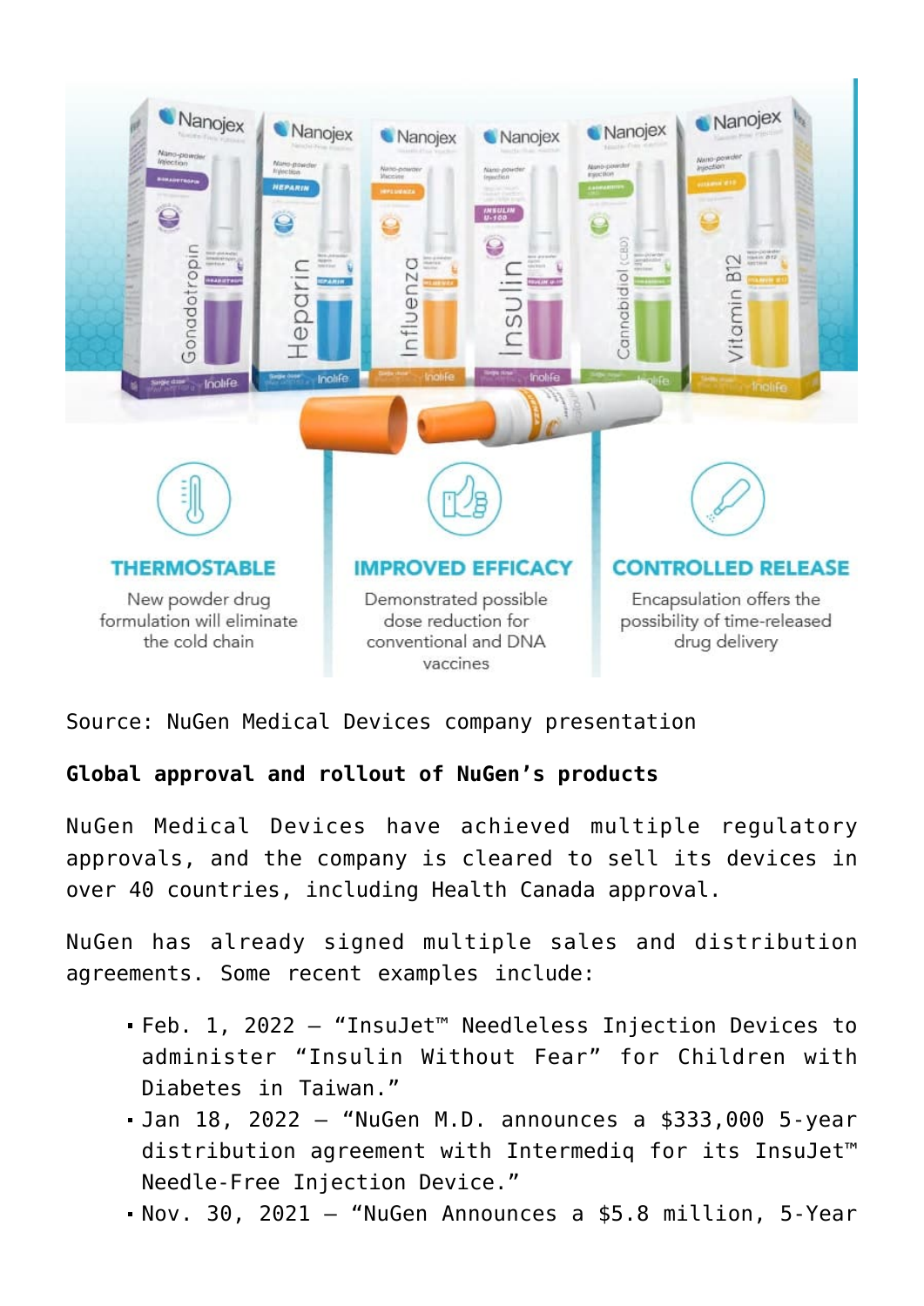Source: NuGen Medical Devices company presentation

**Global approval and rollout of NuGen's products**

NuGen Medical Devices have achieved multiple regulatory approvals, and the company is cleared to sell its devices in over 40 countries, including Health Canada approval.

NuGen has already signed multiple sales and distribution agreements. Some recent examples include:

- Feb. 1, 2022 – "InsuJet™ Needleless Injection Devices to administer "Insulin Without Fear" for Children with Diabetes in Taiwan."
- Jan 18, 2022 – "NuGen M.D. announces a $333,000 5-year distribution agreement with Intermediq for its InsuJet™ Needle-Free Injection Device."
- Nov. 30, 2021 – "NuGen Announces a $5.8 million, 5-Year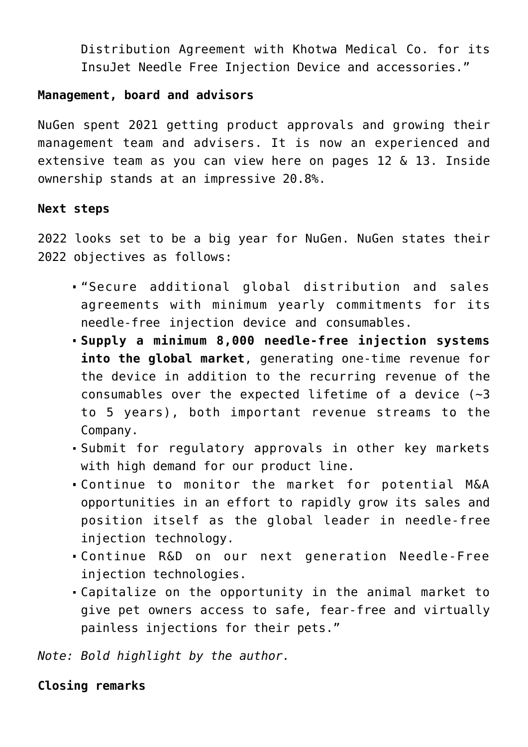Distribution Agreement with Khotwa Medical Co. for its InsuJet Needle Free Injection Device and accessories."

**Management, board and advisors**

NuGen spent 2021 getting product approvals and growing their management team and advisers. It is now an experienced and extensive team as you can view here on pages 12 & 13. Inside ownership stands at an impressive 20.8%.

**Next steps**

2022 looks set to be a big year for NuGen. NuGen states their 2022 objectives as follows:

- "Secure additional global distribution and sales agreements with minimum yearly commitments for its needle-free injection device and consumables.
- **Supply a minimum 8,000 needle-free injection systems into the global market**, generating one-time revenue for the device in addition to the recurring revenue of the consumables over the expected lifetime of a device (~3 to 5 years), both important revenue streams to the Company.
- Submit for regulatory approvals in other key markets with high demand for our product line.
- Continue to monitor the market for potential M&A opportunities in an effort to rapidly grow its sales and position itself as the global leader in needle-free injection technology.
- Continue R&D on our next generation Needle-Free injection technologies.
- Capitalize on the opportunity in the animal market to give pet owners access to safe, fear-free and virtually painless injections for their pets."

*Note: Bold highlight by the author.*

**Closing remarks**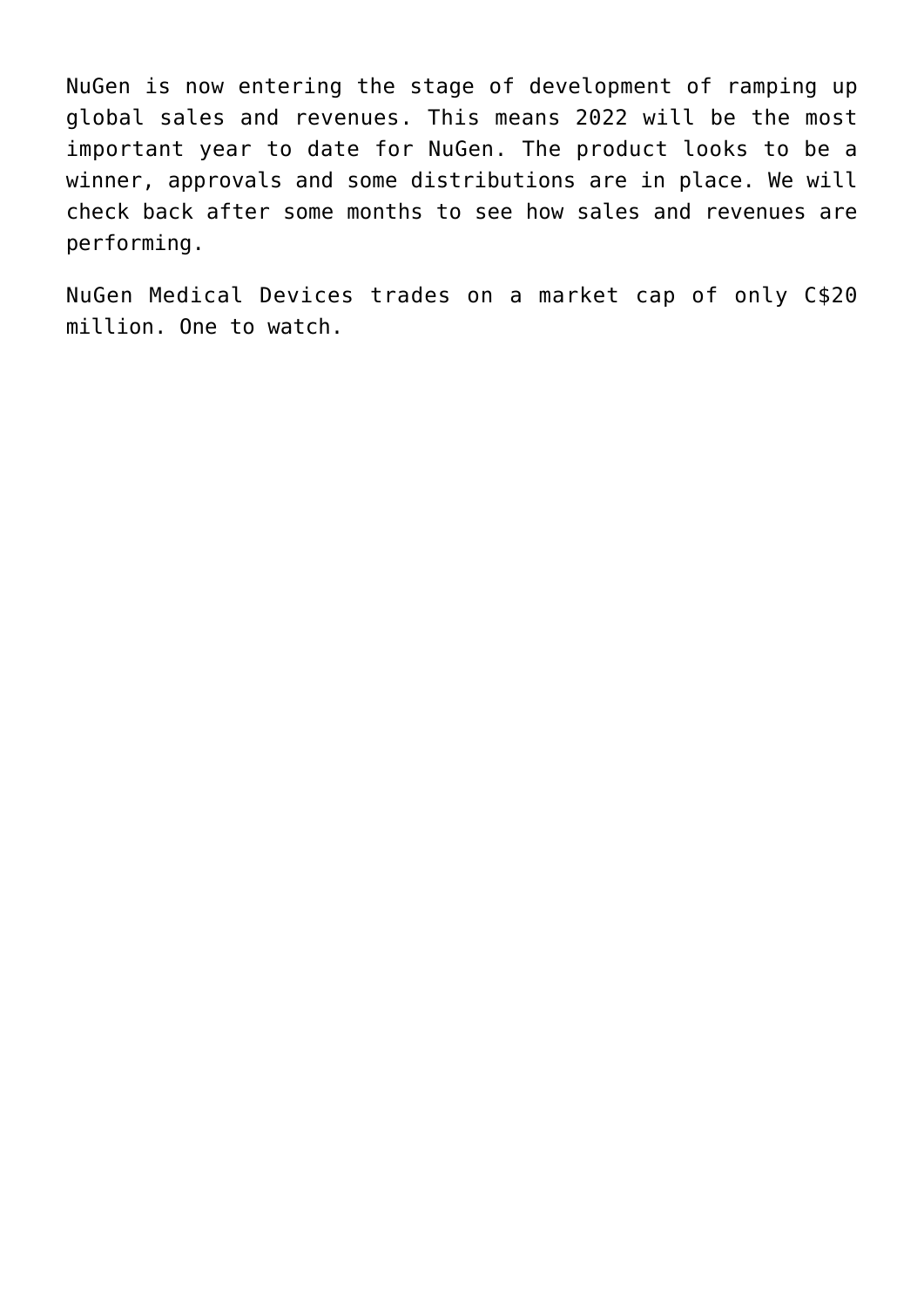NuGen is now entering the stage of development of ramping up global sales and revenues. This means 2022 will be the most important year to date for NuGen. The product looks to be a winner, approvals and some distributions are in place. We will check back after some months to see how sales and revenues are performing.

NuGen Medical Devices trades on a market cap of only C$20 million. One to watch.